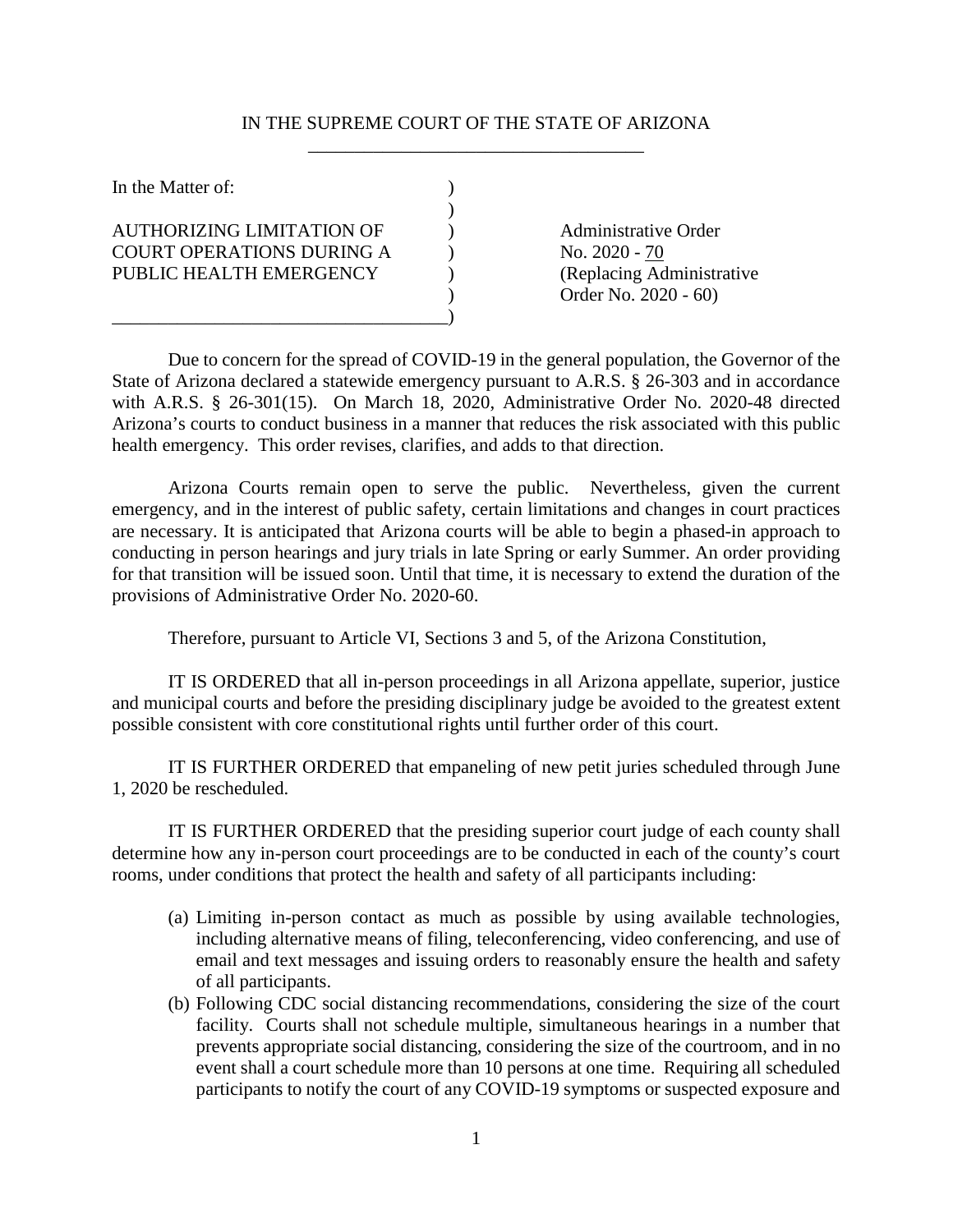IN THE SUPREME COURT OF THE STATE OF ARIZONA

In the Matter of:

AUTHORIZING LIMITATION OF COURT OPERATIONS DURING A PUBLIC HEALTH EMERGENCY

Administrative Order No. 2020 - 70 (Replacing Administrative Order No. 2020 - 60)

Due to concern for the spread of COVID-19 in the general population, the Governor of the State of Arizona declared a statewide emergency pursuant to A.R.S. § 26-303 and in accordance with A.R.S. § 26-301(15). On March 18, 2020, Administrative Order No. 2020-48 directed Arizona's courts to conduct business in a manner that reduces the risk associated with this public health emergency. This order revises, clarifies, and adds to that direction.

Arizona Courts remain open to serve the public. Nevertheless, given the current emergency, and in the interest of public safety, certain limitations and changes in court practices are necessary. It is anticipated that Arizona courts will be able to begin a phased-in approach to conducting in person hearings and jury trials in late Spring or early Summer. An order providing for that transition will be issued soon. Until that time, it is necessary to extend the duration of the provisions of Administrative Order No. 2020-60.

Therefore, pursuant to Article VI, Sections 3 and 5, of the Arizona Constitution,

IT IS ORDERED that all in-person proceedings in all Arizona appellate, superior, justice and municipal courts and before the presiding disciplinary judge be avoided to the greatest extent possible consistent with core constitutional rights until further order of this court.

IT IS FURTHER ORDERED that empaneling of new petit juries scheduled through June 1, 2020 be rescheduled.

IT IS FURTHER ORDERED that the presiding superior court judge of each county shall determine how any in-person court proceedings are to be conducted in each of the county's court rooms, under conditions that protect the health and safety of all participants including:

(a) Limiting in-person contact as much as possible by using available technologies, including alternative means of filing, teleconferencing, video conferencing, and use of email and text messages and issuing orders to reasonably ensure the health and safety of all participants.

(b) Following CDC social distancing recommendations, considering the size of the court facility. Courts shall not schedule multiple, simultaneous hearings in a number that prevents appropriate social distancing, considering the size of the courtroom, and in no event shall a court schedule more than 10 persons at one time. Requiring all scheduled participants to notify the court of any COVID-19 symptoms or suspected exposure and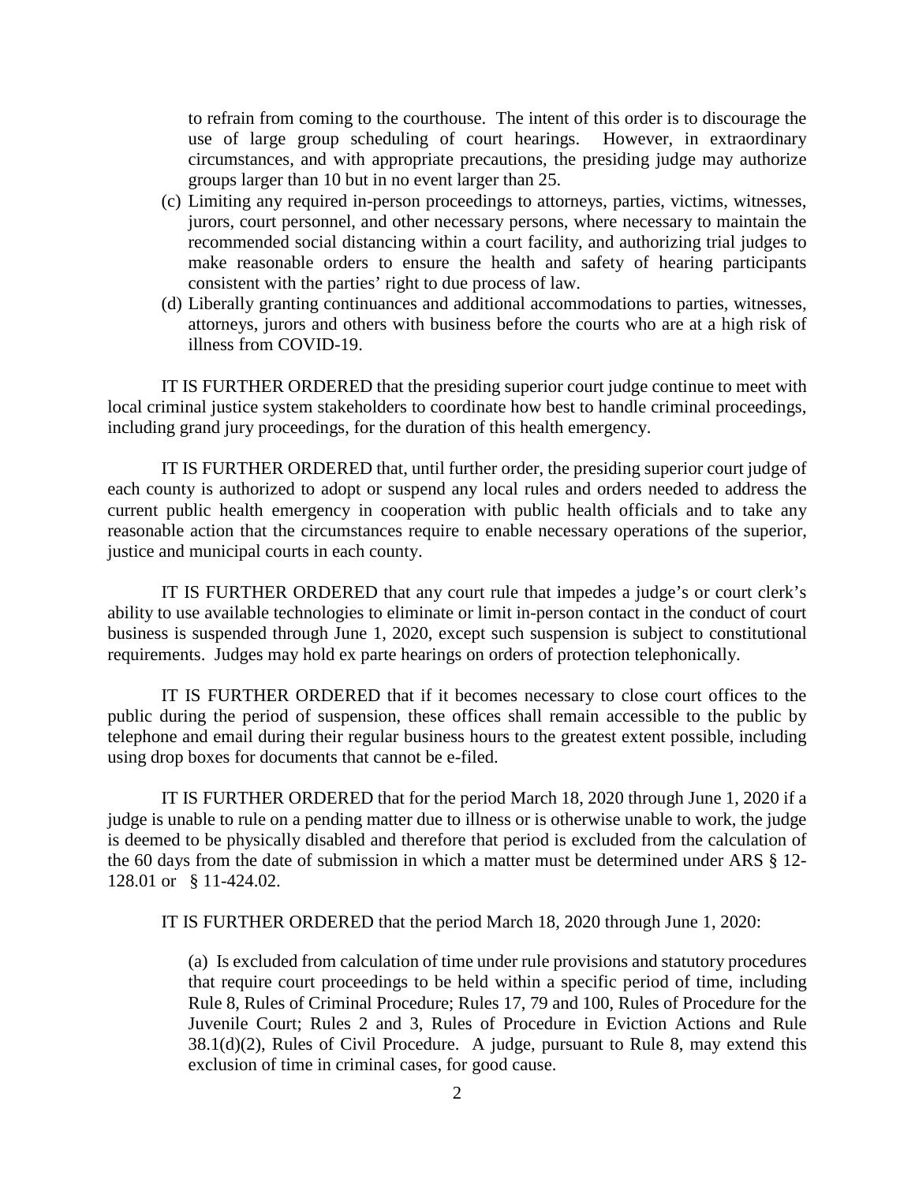to refrain from coming to the courthouse. The intent of this order is to discourage the use of large group scheduling of court hearings. However, in extraordinary circumstances, and with appropriate precautions, the presiding judge may authorize groups larger than 10 but in no event larger than 25.

(c) Limiting any required in-person proceedings to attorneys, parties, victims, witnesses, jurors, court personnel, and other necessary persons, where necessary to maintain the recommended social distancing within a court facility, and authorizing trial judges to make reasonable orders to ensure the health and safety of hearing participants consistent with the parties' right to due process of law.

(d) Liberally granting continuances and additional accommodations to parties, witnesses, attorneys, jurors and others with business before the courts who are at a high risk of illness from COVID-19.

IT IS FURTHER ORDERED that the presiding superior court judge continue to meet with local criminal justice system stakeholders to coordinate how best to handle criminal proceedings, including grand jury proceedings, for the duration of this health emergency.

IT IS FURTHER ORDERED that, until further order, the presiding superior court judge of each county is authorized to adopt or suspend any local rules and orders needed to address the current public health emergency in cooperation with public health officials and to take any reasonable action that the circumstances require to enable necessary operations of the superior, justice and municipal courts in each county.

IT IS FURTHER ORDERED that any court rule that impedes a judge's or court clerk's ability to use available technologies to eliminate or limit in-person contact in the conduct of court business is suspended through June 1, 2020, except such suspension is subject to constitutional requirements. Judges may hold ex parte hearings on orders of protection telephonically.

IT IS FURTHER ORDERED that if it becomes necessary to close court offices to the public during the period of suspension, these offices shall remain accessible to the public by telephone and email during their regular business hours to the greatest extent possible, including using drop boxes for documents that cannot be e-filed.

IT IS FURTHER ORDERED that for the period March 18, 2020 through June 1, 2020 if a judge is unable to rule on a pending matter due to illness or is otherwise unable to work, the judge is deemed to be physically disabled and therefore that period is excluded from the calculation of the 60 days from the date of submission in which a matter must be determined under ARS § 12-128.01 or § 11-424.02.

IT IS FURTHER ORDERED that the period March 18, 2020 through June 1, 2020:

(a) Is excluded from calculation of time under rule provisions and statutory procedures that require court proceedings to be held within a specific period of time, including Rule 8, Rules of Criminal Procedure; Rules 17, 79 and 100, Rules of Procedure for the Juvenile Court; Rules 2 and 3, Rules of Procedure in Eviction Actions and Rule 38.1(d)(2), Rules of Civil Procedure. A judge, pursuant to Rule 8, may extend this exclusion of time in criminal cases, for good cause.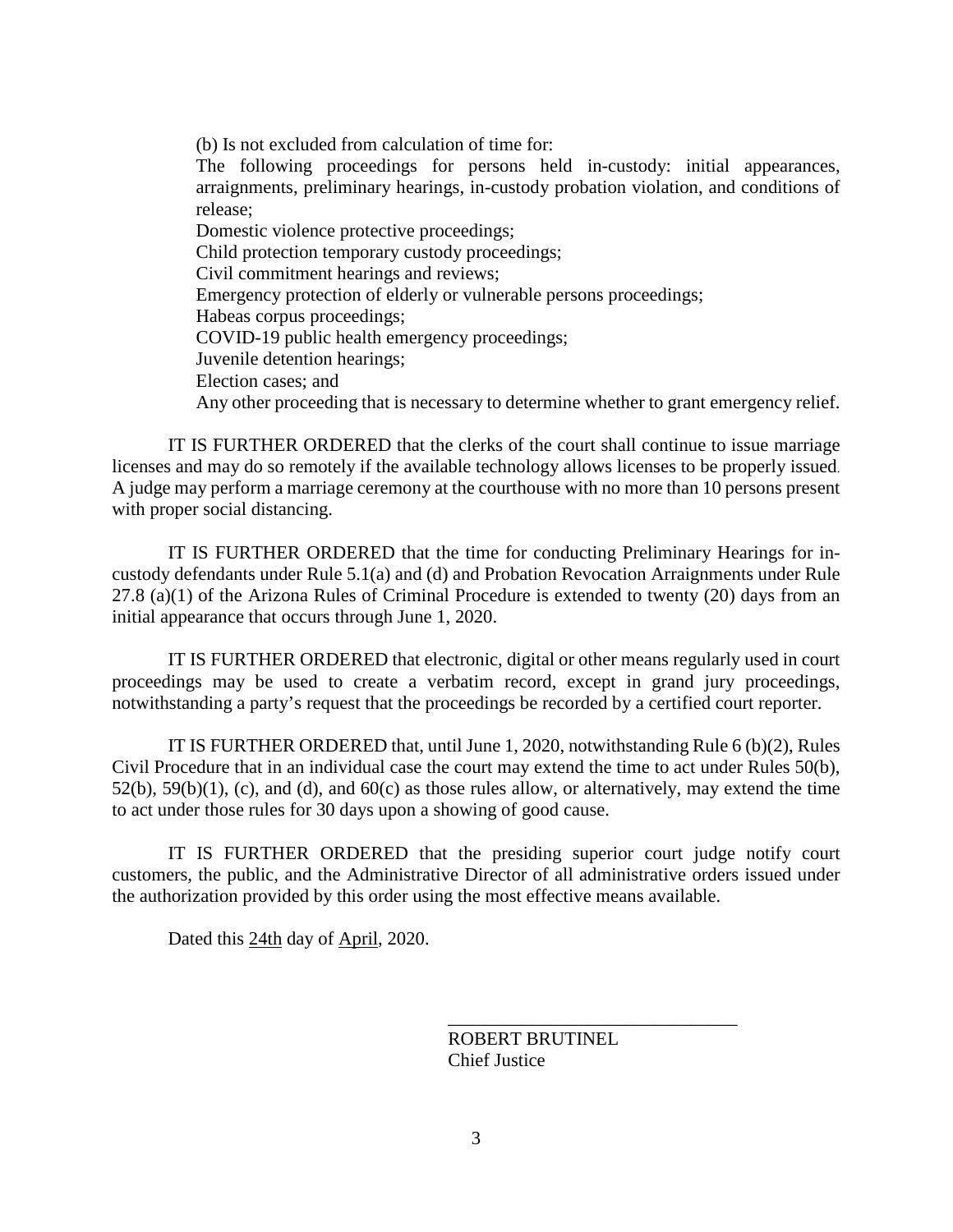(b) Is not excluded from calculation of time for:

The following proceedings for persons held in-custody: initial appearances, arraignments, preliminary hearings, in-custody probation violation, and conditions of release;

Domestic violence protective proceedings;

Child protection temporary custody proceedings;

Civil commitment hearings and reviews;

Emergency protection of elderly or vulnerable persons proceedings;

Habeas corpus proceedings;

COVID-19 public health emergency proceedings;

Juvenile detention hearings;

Election cases; and

Any other proceeding that is necessary to determine whether to grant emergency relief.

IT IS FURTHER ORDERED that the clerks of the court shall continue to issue marriage licenses and may do so remotely if the available technology allows licenses to be properly issued. A judge may perform a marriage ceremony at the courthouse with no more than 10 persons present with proper social distancing.

IT IS FURTHER ORDERED that the time for conducting Preliminary Hearings for in-custody defendants under Rule 5.1(a) and (d) and Probation Revocation Arraignments under Rule 27.8 (a)(1) of the Arizona Rules of Criminal Procedure is extended to twenty (20) days from an initial appearance that occurs through June 1, 2020.

IT IS FURTHER ORDERED that electronic, digital or other means regularly used in court proceedings may be used to create a verbatim record, except in grand jury proceedings, notwithstanding a party's request that the proceedings be recorded by a certified court reporter.

IT IS FURTHER ORDERED that, until June 1, 2020, notwithstanding Rule 6 (b)(2), Rules Civil Procedure that in an individual case the court may extend the time to act under Rules 50(b), 52(b), 59(b)(1), (c), and (d), and 60(c) as those rules allow, or alternatively, may extend the time to act under those rules for 30 days upon a showing of good cause.

IT IS FURTHER ORDERED that the presiding superior court judge notify court customers, the public, and the Administrative Director of all administrative orders issued under the authorization provided by this order using the most effective means available.

Dated this 24th day of April, 2020.

\_\_\_\_\_\_\_\_\_\_\_\_\_\_\_\_\_\_\_\_\_\_\_\_\_\_\_\_\_\_\_\_

ROBERT BRUTINEL
Chief Justice